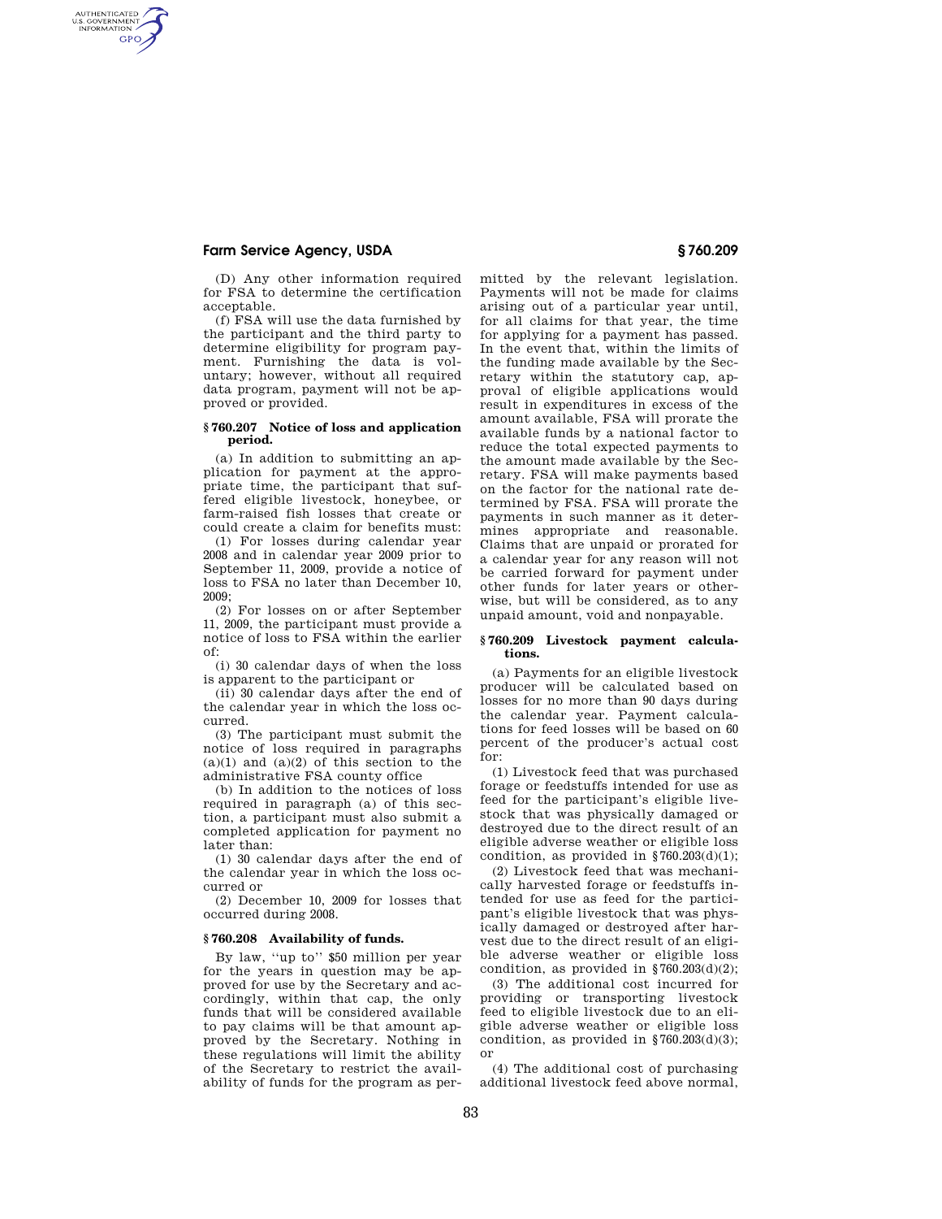(D) Any other information required for FSA to determine the certification acceptable.

(f) FSA will use the data furnished by the participant and the third party to determine eligibility for program payment. Furnishing the data is voluntary; however, without all required data program, payment will not be approved or provided.

### § 760.207 Notice of loss and application period.

(a) In addition to submitting an application for payment at the appropriate time, the participant that suffered eligible livestock, honeybee, or farm-raised fish losses that create or could create a claim for benefits must:

(1) For losses during calendar year 2008 and in calendar year 2009 prior to September 11, 2009, provide a notice of loss to FSA no later than December 10, 2009;

(2) For losses on or after September 11, 2009, the participant must provide a notice of loss to FSA within the earlier of:

(i) 30 calendar days of when the loss is apparent to the participant or

(ii) 30 calendar days after the end of the calendar year in which the loss occurred.

(3) The participant must submit the notice of loss required in paragraphs (a)(1) and (a)(2) of this section to the administrative FSA county office

(b) In addition to the notices of loss required in paragraph (a) of this section, a participant must also submit a completed application for payment no later than:

(1) 30 calendar days after the end of the calendar year in which the loss occurred or

(2) December 10, 2009 for losses that occurred during 2008.

### § 760.208 Availability of funds.

By law, "up to" $50 million per year for the years in question may be approved for use by the Secretary and accordingly, within that cap, the only funds that will be considered available to pay claims will be that amount approved by the Secretary. Nothing in these regulations will limit the ability of the Secretary to restrict the availability of funds for the program as permitted by the relevant legislation. Payments will not be made for claims arising out of a particular year until, for all claims for that year, the time for applying for a payment has passed. In the event that, within the limits of the funding made available by the Secretary within the statutory cap, approval of eligible applications would result in expenditures in excess of the amount available, FSA will prorate the available funds by a national factor to reduce the total expected payments to the amount made available by the Secretary. FSA will make payments based on the factor for the national rate determined by FSA. FSA will prorate the payments in such manner as it determines appropriate and reasonable. Claims that are unpaid or prorated for a calendar year for any reason will not be carried forward for payment under other funds for later years or otherwise, but will be considered, as to any unpaid amount, void and nonpayable.

### § 760.209 Livestock payment calculations.

(a) Payments for an eligible livestock producer will be calculated based on losses for no more than 90 days during the calendar year. Payment calculations for feed losses will be based on 60 percent of the producer's actual cost for:

(1) Livestock feed that was purchased forage or feedstuffs intended for use as feed for the participant's eligible livestock that was physically damaged or destroyed due to the direct result of an eligible adverse weather or eligible loss condition, as provided in §760.203(d)(1);

(2) Livestock feed that was mechanically harvested forage or feedstuffs intended for use as feed for the participant's eligible livestock that was physically damaged or destroyed after harvest due to the direct result of an eligible adverse weather or eligible loss condition, as provided in §760.203(d)(2);

(3) The additional cost incurred for providing or transporting livestock feed to eligible livestock due to an eligible adverse weather or eligible loss condition, as provided in §760.203(d)(3); or

(4) The additional cost of purchasing additional livestock feed above normal,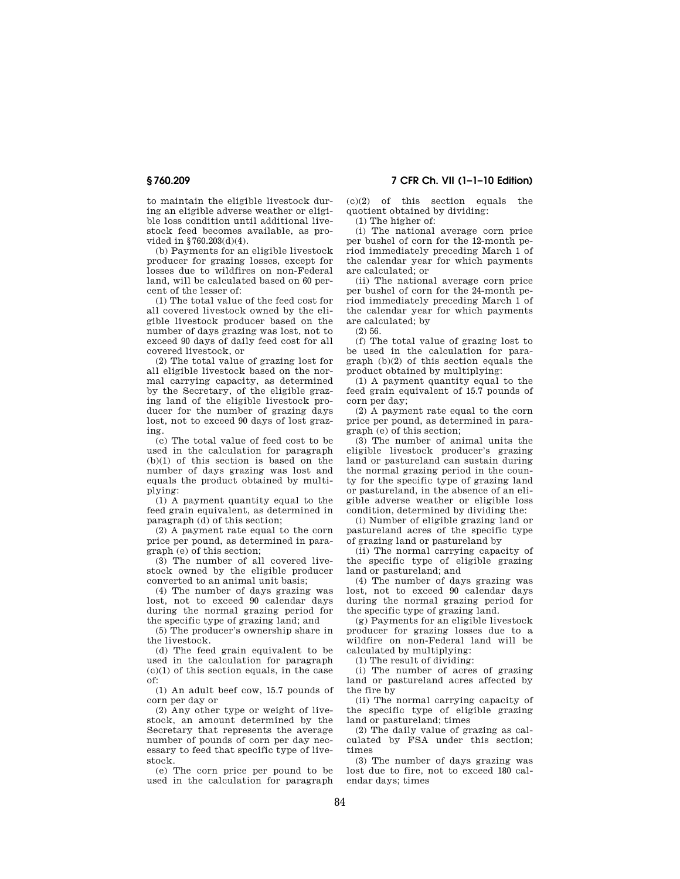to maintain the eligible livestock during an eligible adverse weather or eligible loss condition until additional livestock feed becomes available, as provided in §760.203(d)(4).

(b) Payments for an eligible livestock producer for grazing losses, except for losses due to wildfires on non-Federal land, will be calculated based on 60 percent of the lesser of:

(1) The total value of the feed cost for all covered livestock owned by the eligible livestock producer based on the number of days grazing was lost, not to exceed 90 days of daily feed cost for all covered livestock, or

(2) The total value of grazing lost for all eligible livestock based on the normal carrying capacity, as determined by the Secretary, of the eligible grazing land of the eligible livestock producer for the number of grazing days lost, not to exceed 90 days of lost grazing.

(c) The total value of feed cost to be used in the calculation for paragraph (b)(1) of this section is based on the number of days grazing was lost and equals the product obtained by multiplying:

(1) A payment quantity equal to the feed grain equivalent, as determined in paragraph (d) of this section;

(2) A payment rate equal to the corn price per pound, as determined in paragraph (e) of this section;

(3) The number of all covered livestock owned by the eligible producer converted to an animal unit basis;

(4) The number of days grazing was lost, not to exceed 90 calendar days during the normal grazing period for the specific type of grazing land; and

(5) The producer's ownership share in the livestock.

(d) The feed grain equivalent to be used in the calculation for paragraph (c)(1) of this section equals, in the case of:

(1) An adult beef cow, 15.7 pounds of corn per day or

(2) Any other type or weight of livestock, an amount determined by the Secretary that represents the average number of pounds of corn per day necessary to feed that specific type of livestock.

(e) The corn price per pound to be used in the calculation for paragraph (c)(2) of this section equals the quotient obtained by dividing:

(1) The higher of:

(i) The national average corn price per bushel of corn for the 12-month period immediately preceding March 1 of the calendar year for which payments are calculated; or

(ii) The national average corn price per bushel of corn for the 24-month period immediately preceding March 1 of the calendar year for which payments are calculated; by

(2) 56.

(f) The total value of grazing lost to be used in the calculation for paragraph (b)(2) of this section equals the product obtained by multiplying:

(1) A payment quantity equal to the feed grain equivalent of 15.7 pounds of corn per day;

(2) A payment rate equal to the corn price per pound, as determined in paragraph (e) of this section;

(3) The number of animal units the eligible livestock producer's grazing land or pastureland can sustain during the normal grazing period in the county for the specific type of grazing land or pastureland, in the absence of an eligible adverse weather or eligible loss condition, determined by dividing the:

(i) Number of eligible grazing land or pastureland acres of the specific type of grazing land or pastureland by

(ii) The normal carrying capacity of the specific type of eligible grazing land or pastureland; and

(4) The number of days grazing was lost, not to exceed 90 calendar days during the normal grazing period for the specific type of grazing land.

(g) Payments for an eligible livestock producer for grazing losses due to a wildfire on non-Federal land will be calculated by multiplying:

(1) The result of dividing:

(i) The number of acres of grazing land or pastureland acres affected by the fire by

(ii) The normal carrying capacity of the specific type of eligible grazing land or pastureland; times

(2) The daily value of grazing as calculated by FSA under this section; times

(3) The number of days grazing was lost due to fire, not to exceed 180 calendar days; times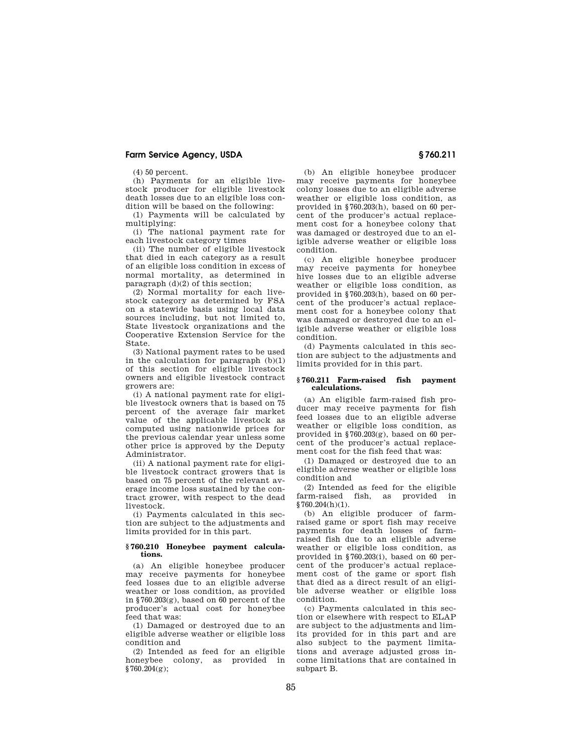(4) 50 percent.

(h) Payments for an eligible livestock producer for eligible livestock death losses due to an eligible loss condition will be based on the following:

(1) Payments will be calculated by multiplying:

(i) The national payment rate for each livestock category times

(ii) The number of eligible livestock that died in each category as a result of an eligible loss condition in excess of normal mortality, as determined in paragraph (d)(2) of this section;

(2) Normal mortality for each livestock category as determined by FSA on a statewide basis using local data sources including, but not limited to, State livestock organizations and the Cooperative Extension Service for the State.

(3) National payment rates to be used in the calculation for paragraph (b)(1) of this section for eligible livestock owners and eligible livestock contract growers are:

(i) A national payment rate for eligible livestock owners that is based on 75 percent of the average fair market value of the applicable livestock as computed using nationwide prices for the previous calendar year unless some other price is approved by the Deputy Administrator.

(ii) A national payment rate for eligible livestock contract growers that is based on 75 percent of the relevant average income loss sustained by the contract grower, with respect to the dead livestock.

(i) Payments calculated in this section are subject to the adjustments and limits provided for in this part.

#### § 760.210 Honeybee payment calculations.

(a) An eligible honeybee producer may receive payments for honeybee feed losses due to an eligible adverse weather or loss condition, as provided in §760.203(g), based on 60 percent of the producer's actual cost for honeybee feed that was:

(1) Damaged or destroyed due to an eligible adverse weather or eligible loss condition and

(2) Intended as feed for an eligible honeybee colony, as provided in §760.204(g);

(b) An eligible honeybee producer may receive payments for honeybee colony losses due to an eligible adverse weather or eligible loss condition, as provided in §760.203(h), based on 60 percent of the producer's actual replacement cost for a honeybee colony that was damaged or destroyed due to an eligible adverse weather or eligible loss condition.

(c) An eligible honeybee producer may receive payments for honeybee hive losses due to an eligible adverse weather or eligible loss condition, as provided in §760.203(h), based on 60 percent of the producer's actual replacement cost for a honeybee colony that was damaged or destroyed due to an eligible adverse weather or eligible loss condition.

(d) Payments calculated in this section are subject to the adjustments and limits provided for in this part.

#### § 760.211 Farm-raised fish payment calculations.

(a) An eligible farm-raised fish producer may receive payments for fish feed losses due to an eligible adverse weather or eligible loss condition, as provided in §760.203(g), based on 60 percent of the producer's actual replacement cost for the fish feed that was:

(1) Damaged or destroyed due to an eligible adverse weather or eligible loss condition and

(2) Intended as feed for the eligible farm-raised fish, as provided in §760.204(h)(1).

(b) An eligible producer of farm-raised game or sport fish may receive payments for death losses of farm-raised fish due to an eligible adverse weather or eligible loss condition, as provided in §760.203(i), based on 60 percent of the producer's actual replacement cost of the game or sport fish that died as a direct result of an eligible adverse weather or eligible loss condition.

(c) Payments calculated in this section or elsewhere with respect to ELAP are subject to the adjustments and limits provided for in this part and are also subject to the payment limitations and average adjusted gross income limitations that are contained in subpart B.